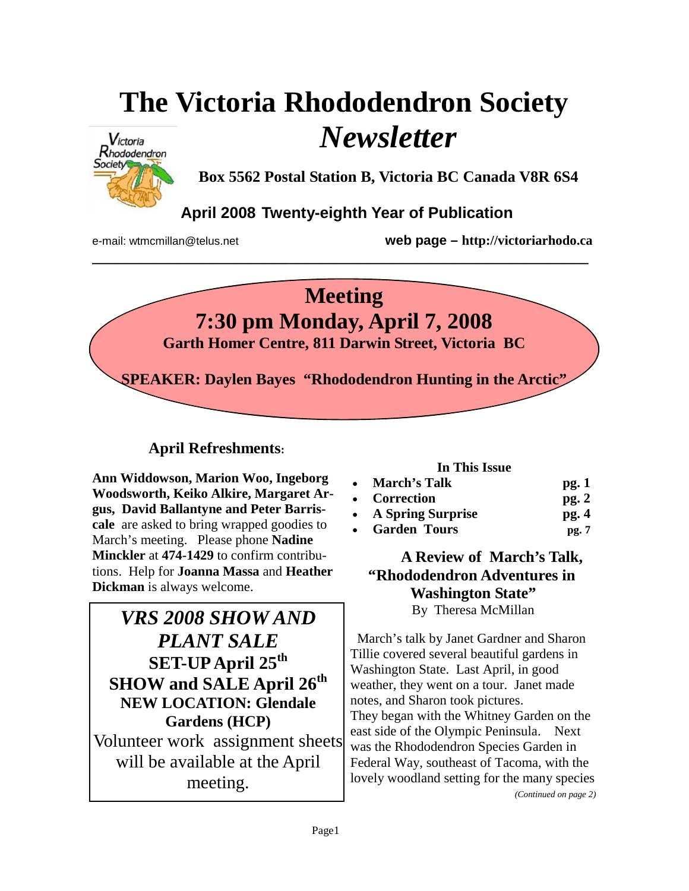# The Victoria Rhododendron Society *Newsletter*

**Box 5562 Postal Station B, Victoria BC Canada V8R 6S4**

**April 2008 Twenty-eighth Year of Publication**

e-mail: wtmcmillan@telus.net

**web page – http://victoriarhodo.ca**

---

## Meeting
## 7:30 pm Monday, April 7, 2008
**Garth Homer Centre, 811 Darwin Street, Victoria BC**

**SPEAKER: Daylen Bayes "Rhododendron Hunting in the Arctic"**

### April Refreshments:

**Ann Widdowson, Marion Woo, Ingeborg Woodsworth, Keiko Alkire, Margaret Argus, David Ballantyne and Peter Barriscale** are asked to bring wrapped goodies to March's meeting. Please phone **Nadine Minckler** at **474-1429** to confirm contributions. Help for **Joanna Massa** and **Heather Dickman** is always welcome.

***VRS 2008 SHOW AND PLANT SALE***

**SET-UP April 25th**

**SHOW and SALE April 26th**

**NEW LOCATION: Glendale Gardens (HCP)**

Volunteer work assignment sheets will be available at the April meeting.

**In This Issue**

- **March's Talk** **pg. 1**
- **Correction** **pg. 2**
- **A Spring Surprise** **pg. 4**
- **Garden Tours** **pg. 7**

### A Review of March's Talk, "Rhododendron Adventures in Washington State"

By Theresa McMillan

March's talk by Janet Gardner and Sharon Tillie covered several beautiful gardens in Washington State. Last April, in good weather, they went on a tour. Janet made notes, and Sharon took pictures.

They began with the Whitney Garden on the east side of the Olympic Peninsula. Next was the Rhododendron Species Garden in Federal Way, southeast of Tacoma, with the lovely woodland setting for the many species

*(Continued on page 2)*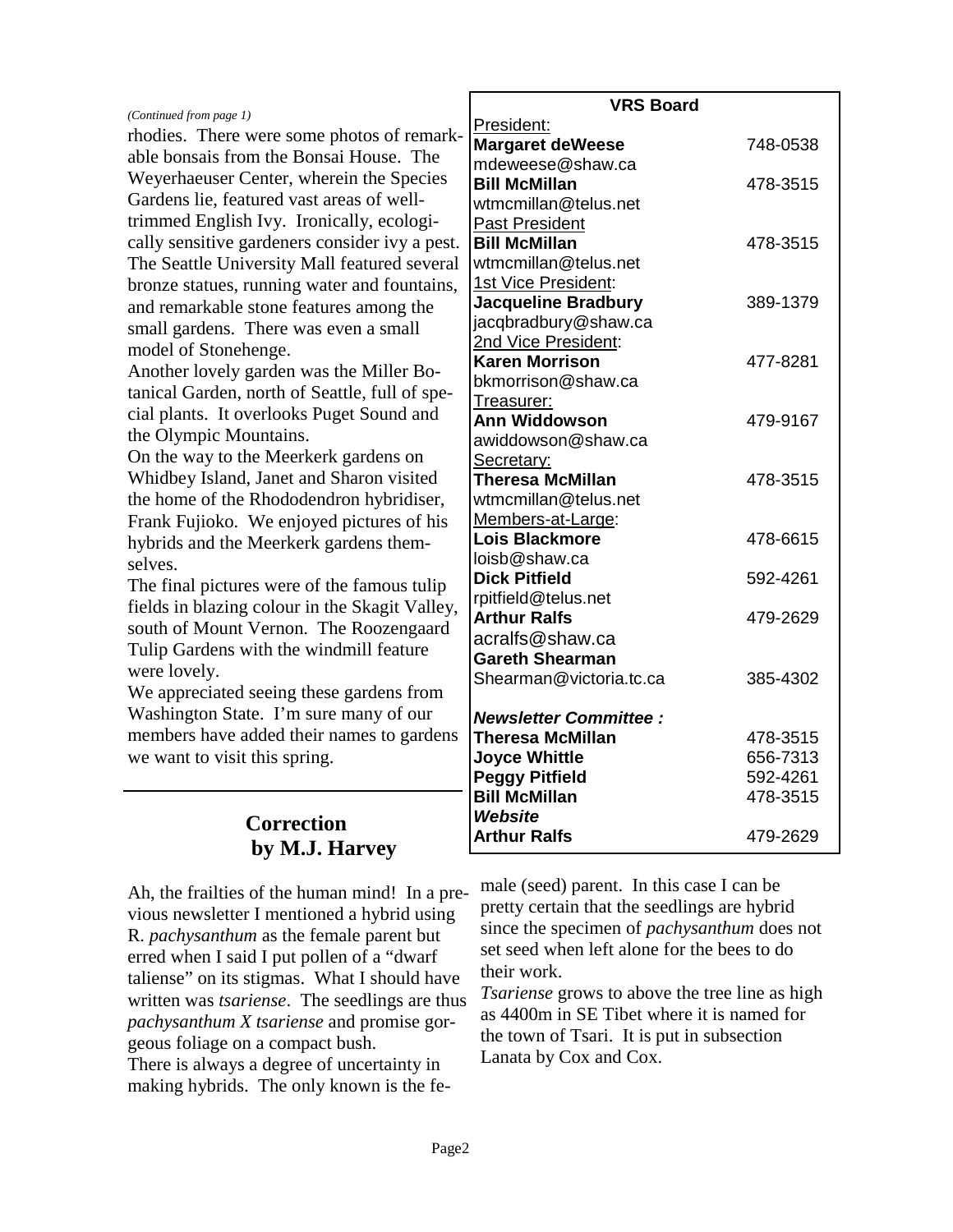*(Continued from page 1)*

rhodies. There were some photos of remarkable bonsais from the Bonsai House. The Weyerhaeuser Center, wherein the Species Gardens lie, featured vast areas of well-trimmed English Ivy. Ironically, ecologically sensitive gardeners consider ivy a pest. The Seattle University Mall featured several bronze statues, running water and fountains, and remarkable stone features among the small gardens. There was even a small model of Stonehenge.

Another lovely garden was the Miller Botanical Garden, north of Seattle, full of special plants. It overlooks Puget Sound and the Olympic Mountains.

On the way to the Meerkerk gardens on Whidbey Island, Janet and Sharon visited the home of the Rhododendron hybridiser, Frank Fujioko. We enjoyed pictures of his hybrids and the Meerkerk gardens themselves.

The final pictures were of the famous tulip fields in blazing colour in the Skagit Valley, south of Mount Vernon. The Roozengaard Tulip Gardens with the windmill feature were lovely.

We appreciated seeing these gardens from Washington State. I'm sure many of our members have added their names to gardens we want to visit this spring.

| **VRS Board** | |
|---|---|
| President: | |
| **Margaret deWeese** | 748-0538 |
| mdeweese@shaw.ca | |
| **Bill McMillan** | 478-3515 |
| wtmcmillan@telus.net | |
| Past President | |
| **Bill McMillan** | 478-3515 |
| wtmcmillan@telus.net | |
| 1st Vice President: | |
| **Jacqueline Bradbury** | 389-1379 |
| jacqbradbury@shaw.ca | |
| 2nd Vice President: | |
| **Karen Morrison** | 477-8281 |
| bkmorrison@shaw.ca | |
| Treasurer: | |
| **Ann Widdowson** | 479-9167 |
| awiddowson@shaw.ca | |
| Secretary: | |
| **Theresa McMillan** | 478-3515 |
| wtmcmillan@telus.net | |
| Members-at-Large: | |
| **Lois Blackmore** | 478-6615 |
| loisb@shaw.ca | |
| **Dick Pitfield** | 592-4261 |
| rpitfield@telus.net | |
| **Arthur Ralfs** | 479-2629 |
| acralfs@shaw.ca | |
| **Gareth Shearman** | |
| Shearman@victoria.tc.ca | 385-4302 |
| ***Newsletter Committee :*** | |
| **Theresa McMillan** | 478-3515 |
| **Joyce Whittle** | 656-7313 |
| **Peggy Pitfield** | 592-4261 |
| **Bill McMillan** | 478-3515 |
| ***Website*** | |
| **Arthur Ralfs** | 479-2629 |

## Correction
### by M.J. Harvey

Ah, the frailties of the human mind! In a previous newsletter I mentioned a hybrid using R. *pachysanthum* as the female parent but erred when I said I put pollen of a "dwarf taliense" on its stigmas. What I should have written was *tsariense*. The seedlings are thus *pachysanthum X tsariense* and promise gorgeous foliage on a compact bush.

There is always a degree of uncertainty in making hybrids. The only known is the female (seed) parent. In this case I can be pretty certain that the seedlings are hybrid since the specimen of *pachysanthum* does not set seed when left alone for the bees to do their work.

*Tsariense* grows to above the tree line as high as 4400m in SE Tibet where it is named for the town of Tsari. It is put in subsection Lanata by Cox and Cox.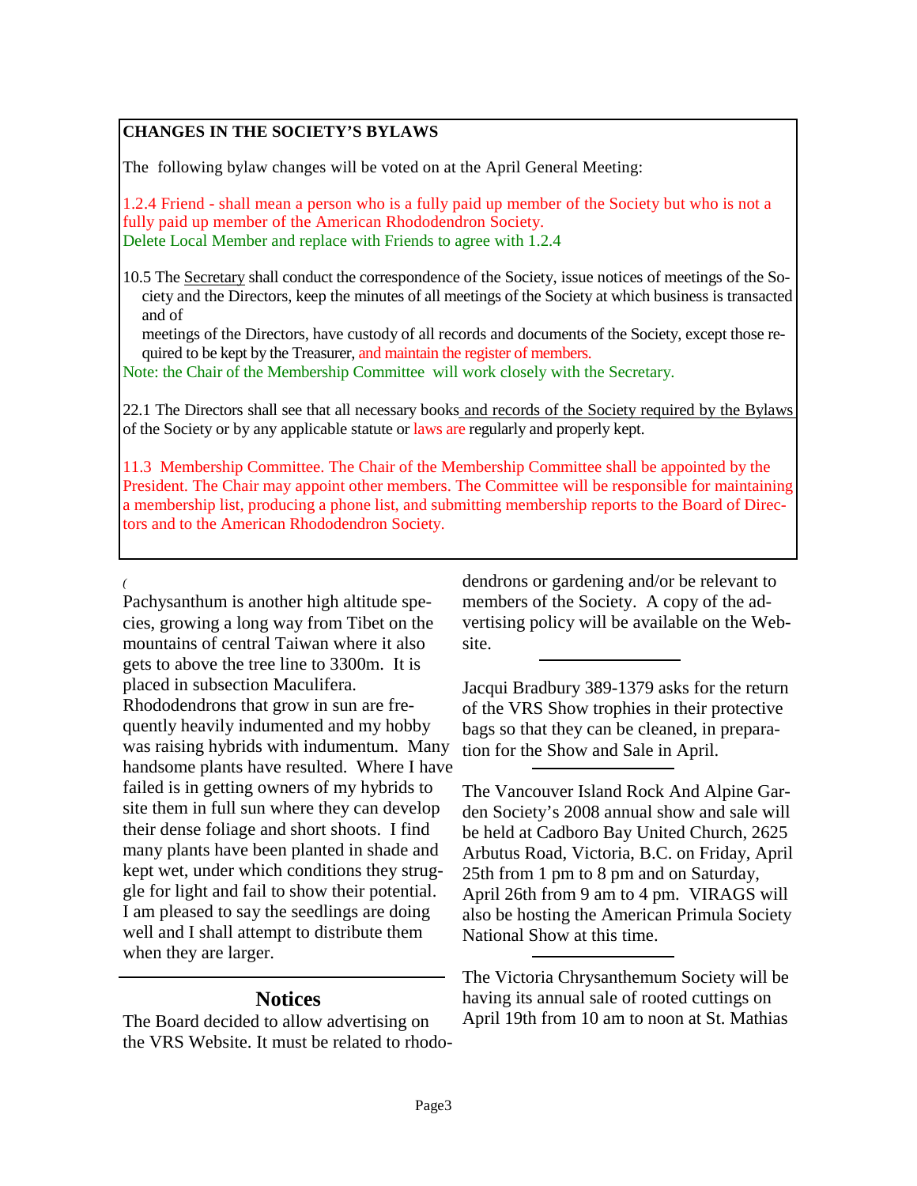**CHANGES IN THE SOCIETY'S BYLAWS**

The following bylaw changes will be voted on at the April General Meeting:

1.2.4 Friend - shall mean a person who is a fully paid up member of the Society but who is not a fully paid up member of the American Rhododendron Society.
Delete Local Member and replace with Friends to agree with 1.2.4

10.5 The Secretary shall conduct the correspondence of the Society, issue notices of meetings of the Society and the Directors, keep the minutes of all meetings of the Society at which business is transacted and of meetings of the Directors, have custody of all records and documents of the Society, except those required to be kept by the Treasurer, and maintain the register of members.
Note: the Chair of the Membership Committee will work closely with the Secretary.

22.1 The Directors shall see that all necessary books and records of the Society required by the Bylaws of the Society or by any applicable statute or laws are regularly and properly kept.

11.3 Membership Committee. The Chair of the Membership Committee shall be appointed by the President. The Chair may appoint other members. The Committee will be responsible for maintaining a membership list, producing a phone list, and submitting membership reports to the Board of Directors and to the American Rhododendron Society.

(

Pachysanthum is another high altitude species, growing a long way from Tibet on the mountains of central Taiwan where it also gets to above the tree line to 3300m. It is placed in subsection Maculifera.
Rhododendrons that grow in sun are frequently heavily indumented and my hobby was raising hybrids with indumentum. Many handsome plants have resulted. Where I have failed is in getting owners of my hybrids to site them in full sun where they can develop their dense foliage and short shoots. I find many plants have been planted in shade and kept wet, under which conditions they struggle for light and fail to show their potential. I am pleased to say the seedlings are doing well and I shall attempt to distribute them when they are larger.

## Notices

The Board decided to allow advertising on the VRS Website. It must be related to rhododendrons or gardening and/or be relevant to members of the Society. A copy of the advertising policy will be available on the Website.

---

Jacqui Bradbury 389-1379 asks for the return of the VRS Show trophies in their protective bags so that they can be cleaned, in preparation for the Show and Sale in April.

---

The Vancouver Island Rock And Alpine Garden Society's 2008 annual show and sale will be held at Cadboro Bay United Church, 2625 Arbutus Road, Victoria, B.C. on Friday, April 25th from 1 pm to 8 pm and on Saturday, April 26th from 9 am to 4 pm. VIRAGS will also be hosting the American Primula Society National Show at this time.

---

The Victoria Chrysanthemum Society will be having its annual sale of rooted cuttings on April 19th from 10 am to noon at St. Mathias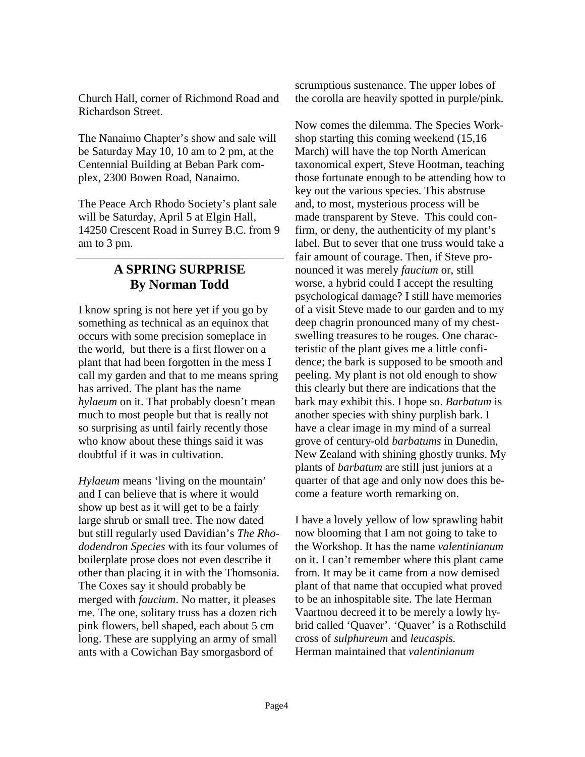Church Hall, corner of Richmond Road and Richardson Street.

The Nanaimo Chapter's show and sale will be Saturday May 10, 10 am to 2 pm, at the Centennial Building at Beban Park complex, 2300 Bowen Road, Nanaimo.

The Peace Arch Rhodo Society's plant sale will be Saturday, April 5 at Elgin Hall, 14250 Crescent Road in Surrey B.C. from 9 am to 3 pm.

---

## A SPRING SURPRISE
## By Norman Todd

I know spring is not here yet if you go by something as technical as an equinox that occurs with some precision someplace in the world, but there is a first flower on a plant that had been forgotten in the mess I call my garden and that to me means spring has arrived. The plant has the name *hylaeum* on it. That probably doesn't mean much to most people but that is really not so surprising as until fairly recently those who know about these things said it was doubtful if it was in cultivation.

*Hylaeum* means 'living on the mountain' and I can believe that is where it would show up best as it will get to be a fairly large shrub or small tree. The now dated but still regularly used Davidian's *The Rhododendron Species* with its four volumes of boilerplate prose does not even describe it other than placing it in with the Thomsonia. The Coxes say it should probably be merged with *faucium*. No matter, it pleases me. The one, solitary truss has a dozen rich pink flowers, bell shaped, each about 5 cm long. These are supplying an army of small ants with a Cowichan Bay smorgasbord of scrumptious sustenance. The upper lobes of the corolla are heavily spotted in purple/pink.

Now comes the dilemma. The Species Workshop starting this coming weekend (15,16 March) will have the top North American taxonomical expert, Steve Hootman, teaching those fortunate enough to be attending how to key out the various species. This abstruse and, to most, mysterious process will be made transparent by Steve. This could confirm, or deny, the authenticity of my plant's label. But to sever that one truss would take a fair amount of courage. Then, if Steve pronounced it was merely *faucium* or, still worse, a hybrid could I accept the resulting psychological damage? I still have memories of a visit Steve made to our garden and to my deep chagrin pronounced many of my chest-swelling treasures to be rouges. One characteristic of the plant gives me a little confidence; the bark is supposed to be smooth and peeling. My plant is not old enough to show this clearly but there are indications that the bark may exhibit this. I hope so. *Barbatum* is another species with shiny purplish bark. I have a clear image in my mind of a surreal grove of century-old *barbatums* in Dunedin, New Zealand with shining ghostly trunks. My plants of *barbatum* are still just juniors at a quarter of that age and only now does this become a feature worth remarking on.

I have a lovely yellow of low sprawling habit now blooming that I am not going to take to the Workshop. It has the name *valentinianum* on it. I can't remember where this plant came from. It may be it came from a now demised plant of that name that occupied what proved to be an inhospitable site. The late Herman Vaartnou decreed it to be merely a lowly hybrid called 'Quaver'. 'Quaver' is a Rothschild cross of *sulphureum* and *leucaspis.* Herman maintained that *valentinianum*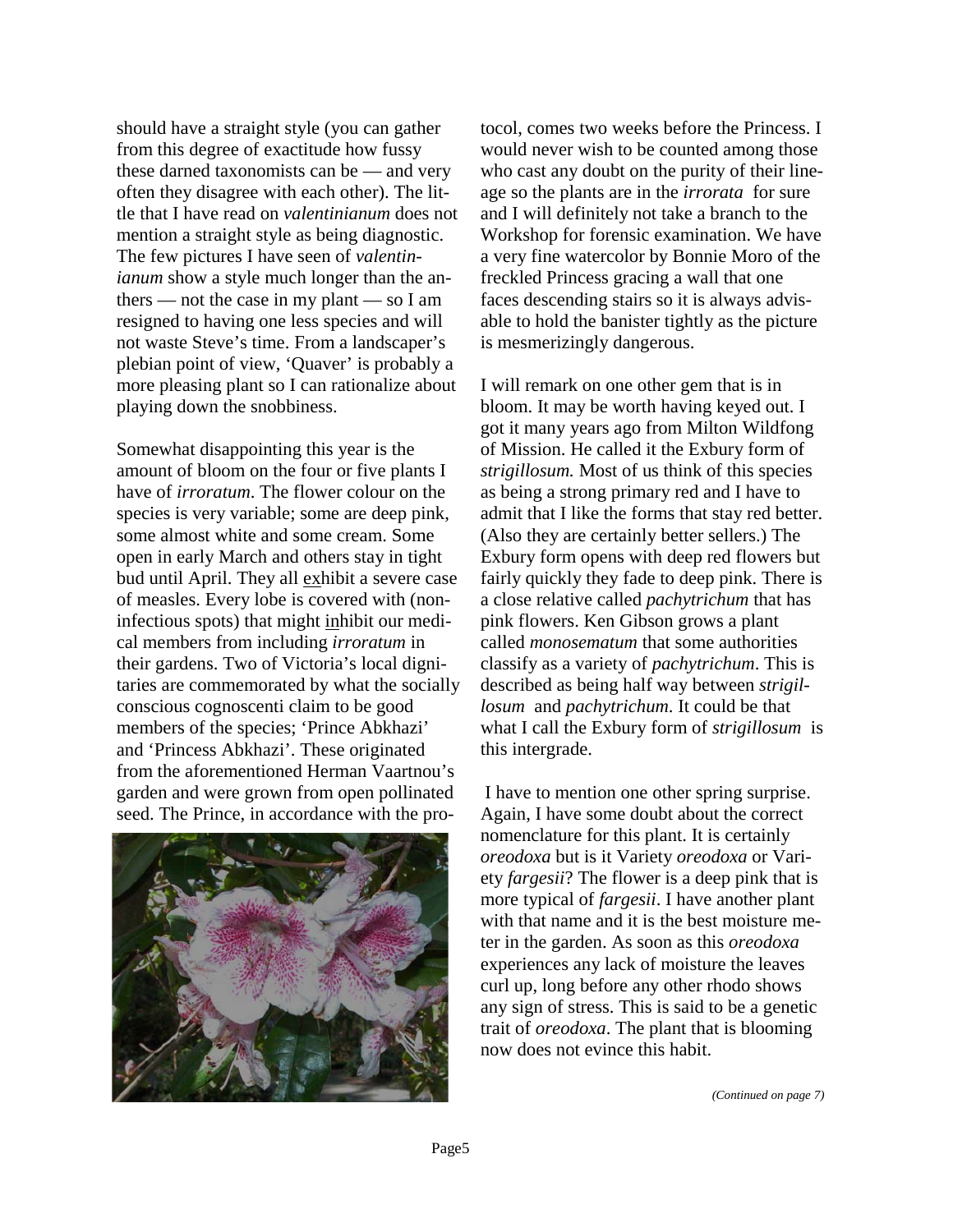should have a straight style (you can gather from this degree of exactitude how fussy these darned taxonomists can be — and very often they disagree with each other). The little that I have read on *valentinianum* does not mention a straight style as being diagnostic. The few pictures I have seen of *valentinianum* show a style much longer than the anthers — not the case in my plant — so I am resigned to having one less species and will not waste Steve's time. From a landscaper's plebian point of view, 'Quaver' is probably a more pleasing plant so I can rationalize about playing down the snobbiness.

Somewhat disappointing this year is the amount of bloom on the four or five plants I have of *irroratum*. The flower colour on the species is very variable; some are deep pink, some almost white and some cream. Some open in early March and others stay in tight bud until April. They all exhibit a severe case of measles. Every lobe is covered with (non-infectious spots) that might inhibit our medical members from including *irroratum* in their gardens. Two of Victoria's local dignitaries are commemorated by what the socially conscious cognoscenti claim to be good members of the species; 'Prince Abkhazi' and 'Princess Abkhazi'. These originated from the aforementioned Herman Vaartnou's garden and were grown from open pollinated seed. The Prince, in accordance with the protocol, comes two weeks before the Princess. I would never wish to be counted among those who cast any doubt on the purity of their lineage so the plants are in the *irrorata* for sure and I will definitely not take a branch to the Workshop for forensic examination. We have a very fine watercolor by Bonnie Moro of the freckled Princess gracing a wall that one faces descending stairs so it is always advisable to hold the banister tightly as the picture is mesmerizingly dangerous.

I will remark on one other gem that is in bloom. It may be worth having keyed out. I got it many years ago from Milton Wildfong of Mission. He called it the Exbury form of *strigillosum.* Most of us think of this species as being a strong primary red and I have to admit that I like the forms that stay red better. (Also they are certainly better sellers.) The Exbury form opens with deep red flowers but fairly quickly they fade to deep pink. There is a close relative called *pachytrichum* that has pink flowers. Ken Gibson grows a plant called *monosematum* that some authorities classify as a variety of *pachytrichum*. This is described as being half way between *strigillosum* and *pachytrichum*. It could be that what I call the Exbury form of *strigillosum* is this intergrade.

I have to mention one other spring surprise. Again, I have some doubt about the correct nomenclature for this plant. It is certainly *oreodoxa* but is it Variety *oreodoxa* or Variety *fargesii*? The flower is a deep pink that is more typical of *fargesii*. I have another plant with that name and it is the best moisture meter in the garden. As soon as this *oreodoxa* experiences any lack of moisture the leaves curl up, long before any other rhodo shows any sign of stress. This is said to be a genetic trait of *oreodoxa*. The plant that is blooming now does not evince this habit.

*(Continued on page 7)*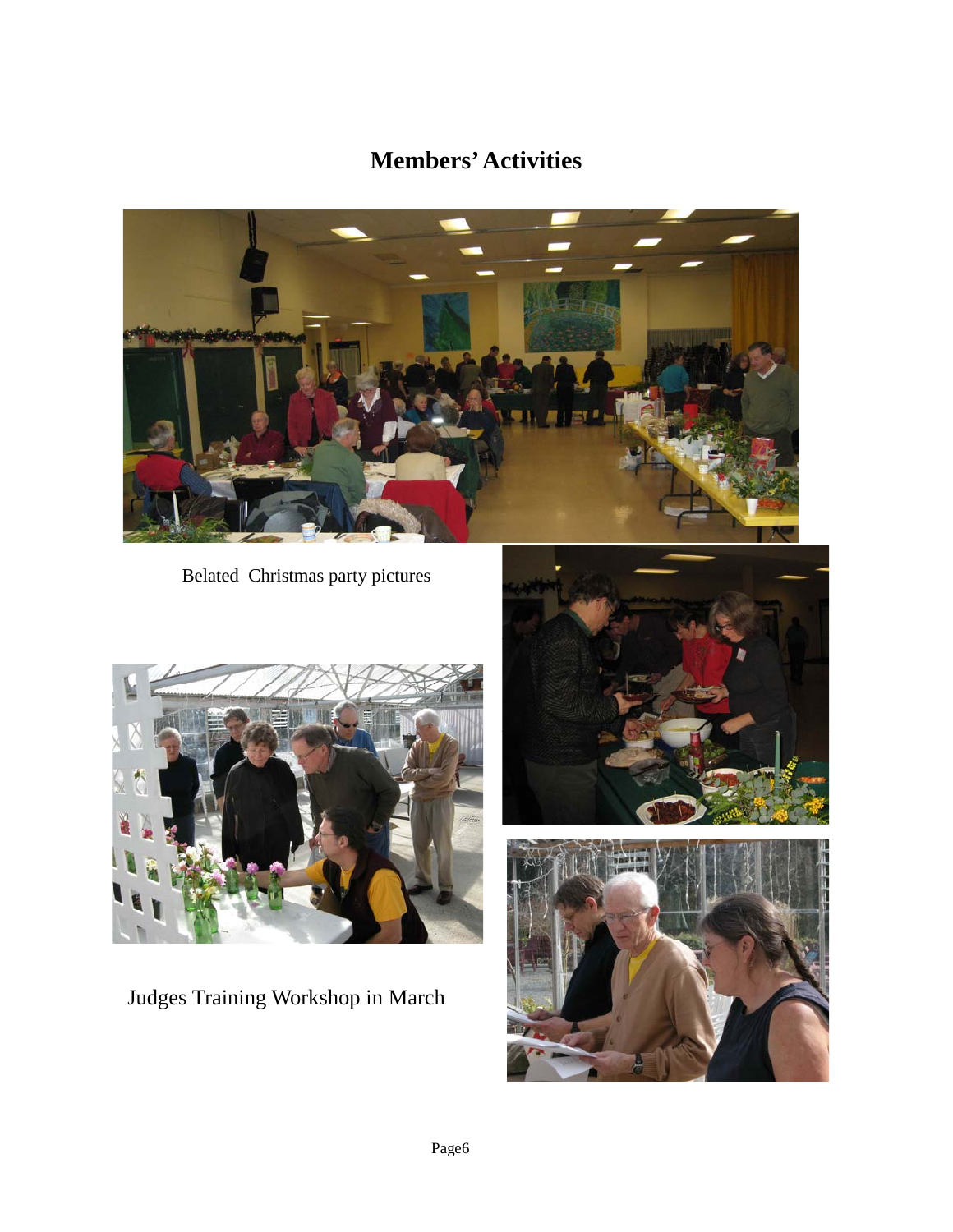# Members' Activities

Belated Christmas party pictures

Judges Training Workshop in March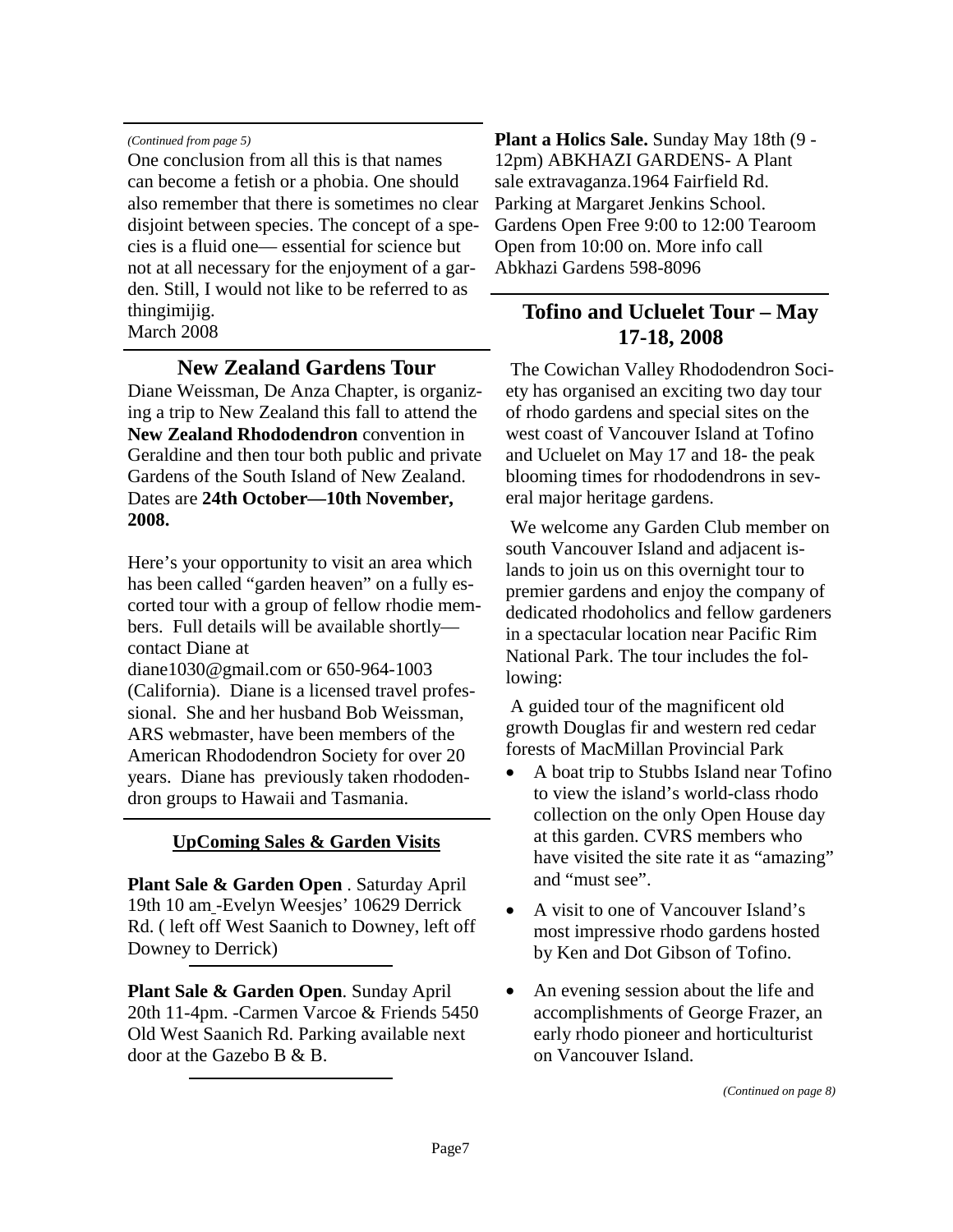*(Continued from page 5)*

One conclusion from all this is that names can become a fetish or a phobia. One should also remember that there is sometimes no clear disjoint between species. The concept of a species is a fluid one— essential for science but not at all necessary for the enjoyment of a garden. Still, I would not like to be referred to as thingimijig.

March 2008

## New Zealand Gardens Tour

Diane Weissman, De Anza Chapter, is organizing a trip to New Zealand this fall to attend the **New Zealand Rhododendron** convention in Geraldine and then tour both public and private Gardens of the South Island of New Zealand. Dates are **24th October—10th November, 2008.**

Here's your opportunity to visit an area which has been called "garden heaven" on a fully escorted tour with a group of fellow rhodie members. Full details will be available shortly—contact Diane at diane1030@gmail.com or 650-964-1003 (California). Diane is a licensed travel professional. She and her husband Bob Weissman, ARS webmaster, have been members of the American Rhododendron Society for over 20 years. Diane has previously taken rhododendron groups to Hawaii and Tasmania.

### UpComing Sales & Garden Visits

**Plant Sale & Garden Open** . Saturday April 19th 10 am -Evelyn Weesjes' 10629 Derrick Rd. ( left off West Saanich to Downey, left off Downey to Derrick)

**Plant Sale & Garden Open**. Sunday April 20th 11-4pm. -Carmen Varcoe & Friends 5450 Old West Saanich Rd. Parking available next door at the Gazebo B & B.

**Plant a Holics Sale.** Sunday May 18th (9 - 12pm) ABKHAZI GARDENS- A Plant sale extravaganza.1964 Fairfield Rd. Parking at Margaret Jenkins School. Gardens Open Free 9:00 to 12:00 Tearoom Open from 10:00 on. More info call Abkhazi Gardens 598-8096

## Tofino and Ucluelet Tour – May 17-18, 2008

The Cowichan Valley Rhododendron Society has organised an exciting two day tour of rhodo gardens and special sites on the west coast of Vancouver Island at Tofino and Ucluelet on May 17 and 18- the peak blooming times for rhododendrons in several major heritage gardens.

We welcome any Garden Club member on south Vancouver Island and adjacent islands to join us on this overnight tour to premier gardens and enjoy the company of dedicated rhodoholics and fellow gardeners in a spectacular location near Pacific Rim National Park. The tour includes the following:

A guided tour of the magnificent old growth Douglas fir and western red cedar forests of MacMillan Provincial Park

- A boat trip to Stubbs Island near Tofino to view the island's world-class rhodo collection on the only Open House day at this garden. CVRS members who have visited the site rate it as "amazing" and "must see".
- A visit to one of Vancouver Island's most impressive rhodo gardens hosted by Ken and Dot Gibson of Tofino.
- An evening session about the life and accomplishments of George Frazer, an early rhodo pioneer and horticulturist on Vancouver Island.

*(Continued on page 8)*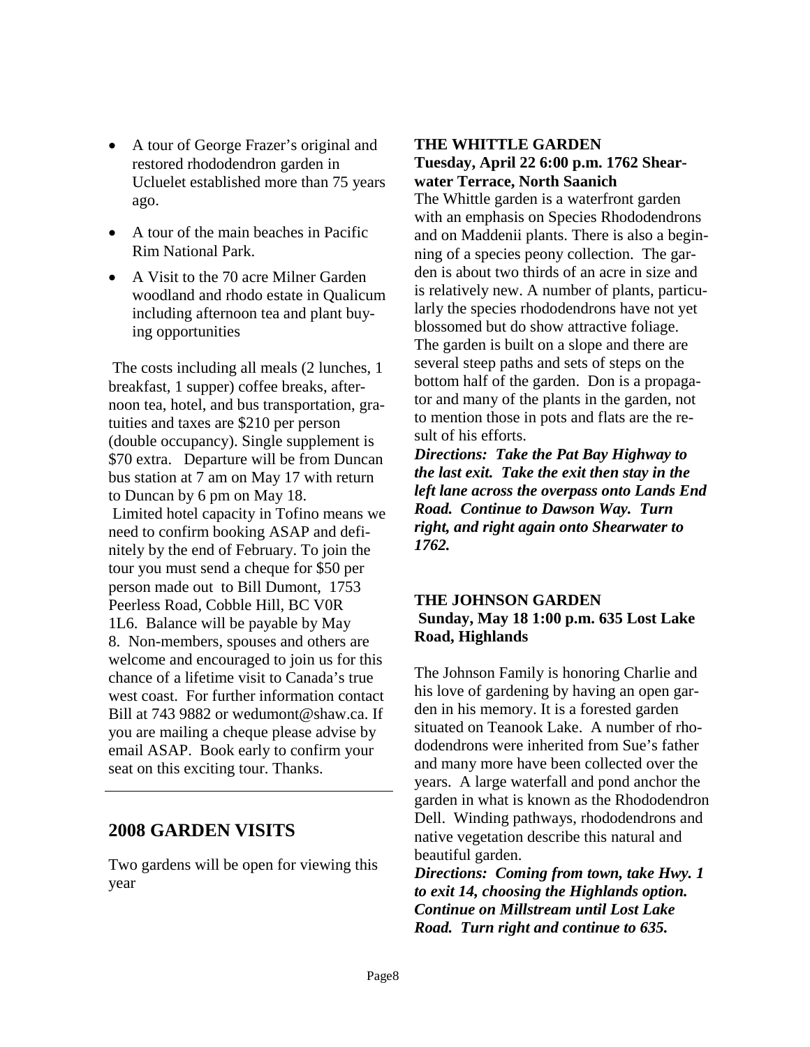- A tour of George Frazer's original and restored rhododendron garden in Ucluelet established more than 75 years ago.
- A tour of the main beaches in Pacific Rim National Park.
- A Visit to the 70 acre Milner Garden woodland and rhodo estate in Qualicum including afternoon tea and plant buying opportunities

The costs including all meals (2 lunches, 1 breakfast, 1 supper) coffee breaks, afternoon tea, hotel, and bus transportation, gratuities and taxes are $210 per person (double occupancy). Single supplement is $70 extra. Departure will be from Duncan bus station at 7 am on May 17 with return to Duncan by 6 pm on May 18.

Limited hotel capacity in Tofino means we need to confirm booking ASAP and definitely by the end of February. To join the tour you must send a cheque for $50 per person made out to Bill Dumont, 1753 Peerless Road, Cobble Hill, BC V0R 1L6. Balance will be payable by May 8. Non-members, spouses and others are welcome and encouraged to join us for this chance of a lifetime visit to Canada's true west coast. For further information contact Bill at 743 9882 or wedumont@shaw.ca. If you are mailing a cheque please advise by email ASAP. Book early to confirm your seat on this exciting tour. Thanks.

---

## 2008 GARDEN VISITS

Two gardens will be open for viewing this year

**THE WHITTLE GARDEN**
**Tuesday, April 22 6:00 p.m. 1762 Shearwater Terrace, North Saanich**

The Whittle garden is a waterfront garden with an emphasis on Species Rhododendrons and on Maddenii plants. There is also a beginning of a species peony collection. The garden is about two thirds of an acre in size and is relatively new. A number of plants, particularly the species rhododendrons have not yet blossomed but do show attractive foliage. The garden is built on a slope and there are several steep paths and sets of steps on the bottom half of the garden. Don is a propagator and many of the plants in the garden, not to mention those in pots and flats are the result of his efforts.

***Directions: Take the Pat Bay Highway to the last exit. Take the exit then stay in the left lane across the overpass onto Lands End Road. Continue to Dawson Way. Turn right, and right again onto Shearwater to 1762.***

**THE JOHNSON GARDEN**
**Sunday, May 18 1:00 p.m. 635 Lost Lake Road, Highlands**

The Johnson Family is honoring Charlie and his love of gardening by having an open garden in his memory. It is a forested garden situated on Teanook Lake. A number of rhododendrons were inherited from Sue's father and many more have been collected over the years. A large waterfall and pond anchor the garden in what is known as the Rhododendron Dell. Winding pathways, rhododendrons and native vegetation describe this natural and beautiful garden.

***Directions: Coming from town, take Hwy. 1 to exit 14, choosing the Highlands option. Continue on Millstream until Lost Lake Road. Turn right and continue to 635.***